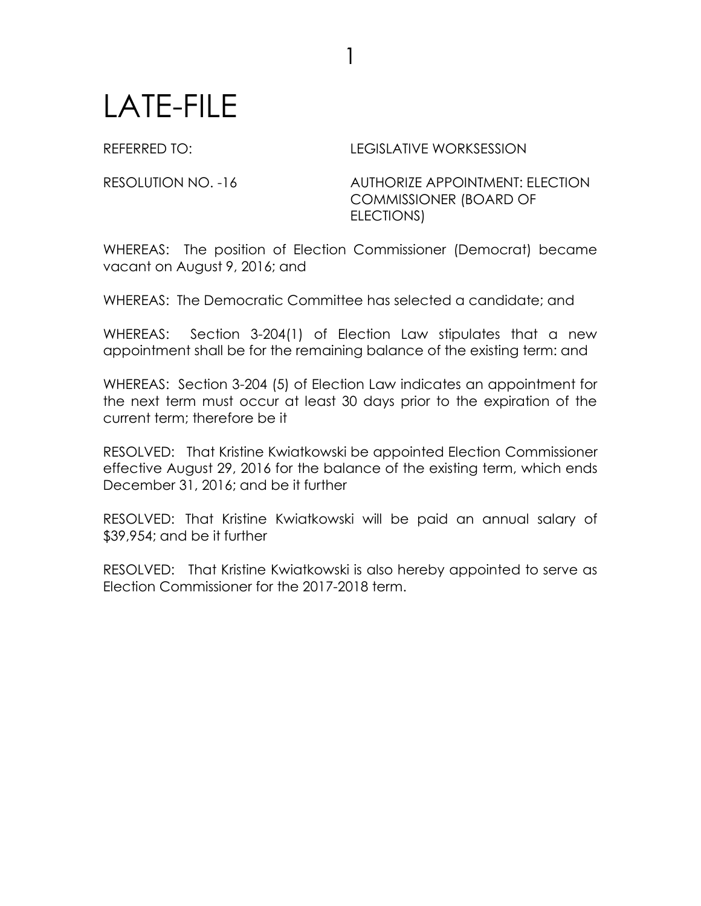# LATE-FILE

REFERRED TO: LEGISLATIVE WORKSESSION

RESOLUTION NO. -16 AUTHORIZE APPOINTMENT: ELECTION COMMISSIONER (BOARD OF ELECTIONS)

WHEREAS: The position of Election Commissioner (Democrat) became vacant on August 9, 2016; and

WHEREAS: The Democratic Committee has selected a candidate; and

WHEREAS: Section 3-204(1) of Election Law stipulates that a new appointment shall be for the remaining balance of the existing term: and

WHEREAS: Section 3-204 (5) of Election Law indicates an appointment for the next term must occur at least 30 days prior to the expiration of the current term; therefore be it

RESOLVED: That Kristine Kwiatkowski be appointed Election Commissioner effective August 29, 2016 for the balance of the existing term, which ends December 31, 2016; and be it further

RESOLVED: That Kristine Kwiatkowski will be paid an annual salary of $39,954; and be it further

RESOLVED: That Kristine Kwiatkowski is also hereby appointed to serve as Election Commissioner for the 2017-2018 term.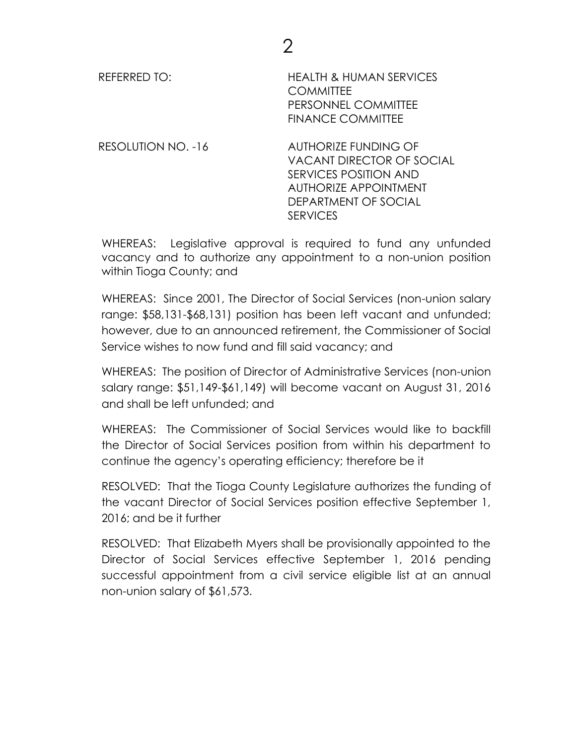REFERRED TO: HEALTH & HUMAN SERVICES COMMITTEE
PERSONNEL COMMITTEE
FINANCE COMMITTEE

RESOLUTION NO. -16 AUTHORIZE FUNDING OF VACANT DIRECTOR OF SOCIAL SERVICES POSITION AND AUTHORIZE APPOINTMENT DEPARTMENT OF SOCIAL SERVICES

WHEREAS: Legislative approval is required to fund any unfunded vacancy and to authorize any appointment to a non-union position within Tioga County; and

WHEREAS: Since 2001, The Director of Social Services (non-union salary range: $58,131-$68,131) position has been left vacant and unfunded; however, due to an announced retirement, the Commissioner of Social Service wishes to now fund and fill said vacancy; and

WHEREAS: The position of Director of Administrative Services (non-union salary range: $51,149-$61,149) will become vacant on August 31, 2016 and shall be left unfunded; and

WHEREAS: The Commissioner of Social Services would like to backfill the Director of Social Services position from within his department to continue the agency's operating efficiency; therefore be it

RESOLVED: That the Tioga County Legislature authorizes the funding of the vacant Director of Social Services position effective September 1, 2016; and be it further

RESOLVED: That Elizabeth Myers shall be provisionally appointed to the Director of Social Services effective September 1, 2016 pending successful appointment from a civil service eligible list at an annual non-union salary of $61,573.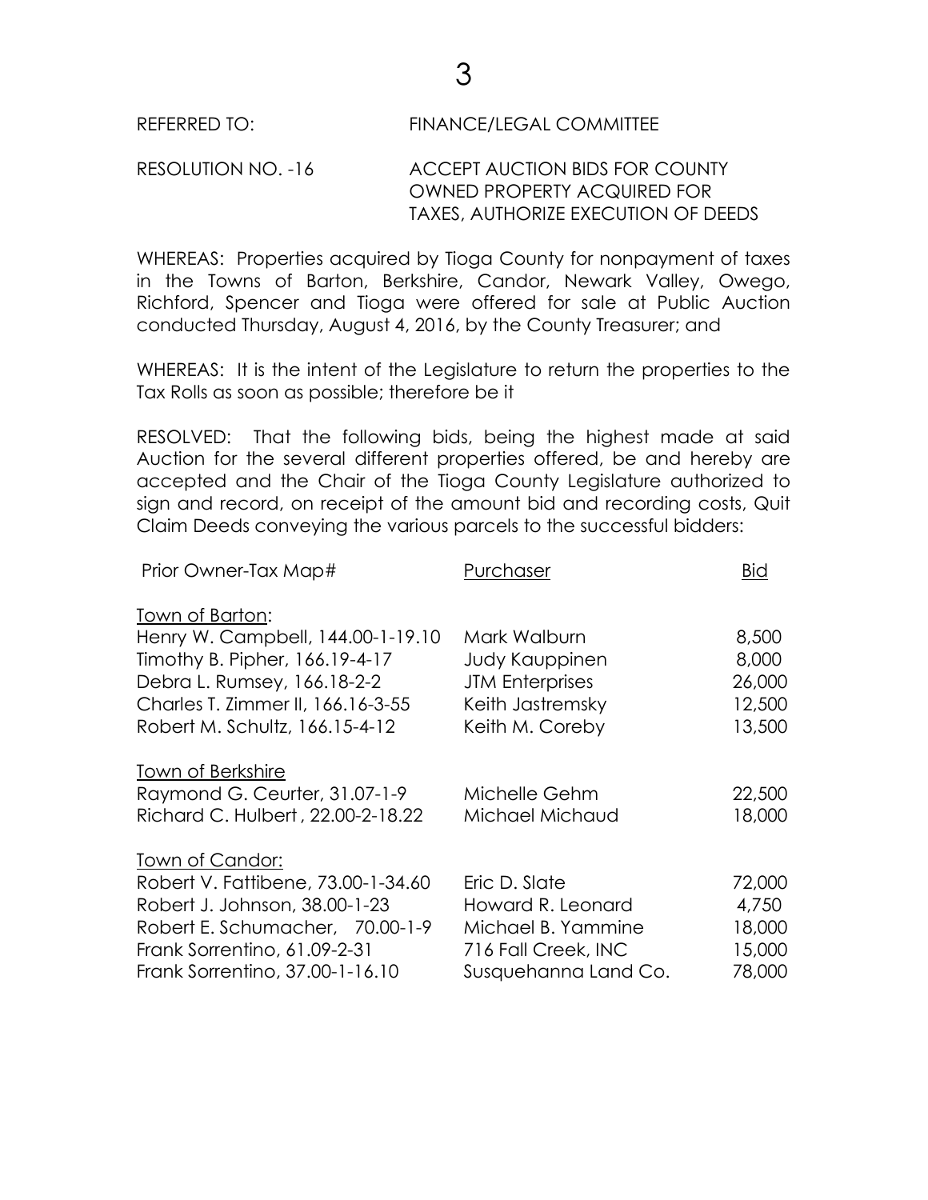REFERRED TO: FINANCE/LEGAL COMMITTEE

RESOLUTION NO. -16 ACCEPT AUCTION BIDS FOR COUNTY OWNED PROPERTY ACQUIRED FOR TAXES, AUTHORIZE EXECUTION OF DEEDS

WHEREAS: Properties acquired by Tioga County for nonpayment of taxes in the Towns of Barton, Berkshire, Candor, Newark Valley, Owego, Richford, Spencer and Tioga were offered for sale at Public Auction conducted Thursday, August 4, 2016, by the County Treasurer; and

WHEREAS: It is the intent of the Legislature to return the properties to the Tax Rolls as soon as possible; therefore be it

RESOLVED: That the following bids, being the highest made at said Auction for the several different properties offered, be and hereby are accepted and the Chair of the Tioga County Legislature authorized to sign and record, on receipt of the amount bid and recording costs, Quit Claim Deeds conveying the various parcels to the successful bidders:

| Prior Owner-Tax Map# | Purchaser | Bid |
|---|---|---|
| Town of Barton: | | |
| Henry W. Campbell, 144.00-1-19.10 | Mark Walburn | 8,500 |
| Timothy B. Pipher, 166.19-4-17 | Judy Kauppinen | 8,000 |
| Debra L. Rumsey, 166.18-2-2 | JTM Enterprises | 26,000 |
| Charles T. Zimmer II, 166.16-3-55 | Keith Jastremsky | 12,500 |
| Robert M. Schultz, 166.15-4-12 | Keith M. Coreby | 13,500 |
| Town of Berkshire | | |
| Raymond G. Ceurter, 31.07-1-9 | Michelle Gehm | 22,500 |
| Richard C. Hulbert , 22.00-2-18.22 | Michael Michaud | 18,000 |
| Town of Candor: | | |
| Robert V. Fattibene, 73.00-1-34.60 | Eric D. Slate | 72,000 |
| Robert J. Johnson, 38.00-1-23 | Howard R. Leonard | 4,750 |
| Robert E. Schumacher, 70.00-1-9 | Michael B. Yammine | 18,000 |
| Frank Sorrentino, 61.09-2-31 | 716 Fall Creek, INC | 15,000 |
| Frank Sorrentino, 37.00-1-16.10 | Susquehanna Land Co. | 78,000 |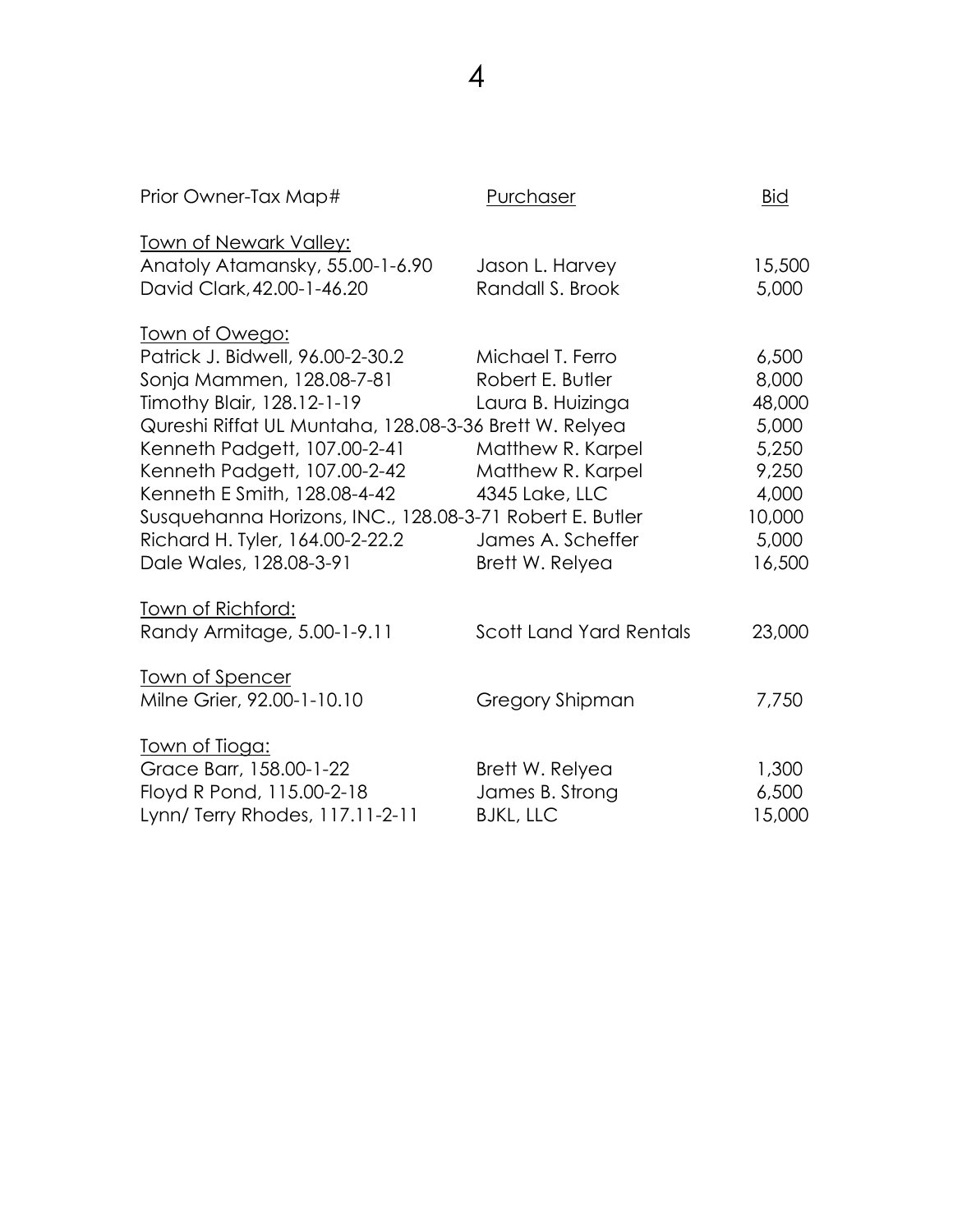| Prior Owner-Tax Map# | Purchaser | Bid |
|---|---|---|
| Town of Newark Valley: | | |
| Anatoly Atamansky, 55.00-1-6.90 | Jason L. Harvey | 15,500 |
| David Clark, 42.00-1-46.20 | Randall S. Brook | 5,000 |
| Town of Owego: | | |
| Patrick J. Bidwell, 96.00-2-30.2 | Michael T. Ferro | 6,500 |
| Sonja Mammen, 128.08-7-81 | Robert E. Butler | 8,000 |
| Timothy Blair, 128.12-1-19 | Laura B. Huizinga | 48,000 |
| Qureshi Riffat UL Muntaha, 128.08-3-36 | Brett W. Relyea | 5,000 |
| Kenneth Padgett, 107.00-2-41 | Matthew R. Karpel | 5,250 |
| Kenneth Padgett, 107.00-2-42 | Matthew R. Karpel | 9,250 |
| Kenneth E Smith, 128.08-4-42 | 4345 Lake, LLC | 4,000 |
| Susquehanna Horizons, INC., 128.08-3-71 | Robert E. Butler | 10,000 |
| Richard H. Tyler, 164.00-2-22.2 | James A. Scheffer | 5,000 |
| Dale Wales, 128.08-3-91 | Brett W. Relyea | 16,500 |
| Town of Richford: | | |
| Randy Armitage, 5.00-1-9.11 | Scott Land Yard Rentals | 23,000 |
| Town of Spencer | | |
| Milne Grier, 92.00-1-10.10 | Gregory Shipman | 7,750 |
| Town of Tioga: | | |
| Grace Barr, 158.00-1-22 | Brett W. Relyea | 1,300 |
| Floyd R Pond, 115.00-2-18 | James B. Strong | 6,500 |
| Lynn/ Terry Rhodes, 117.11-2-11 | BJKL, LLC | 15,000 |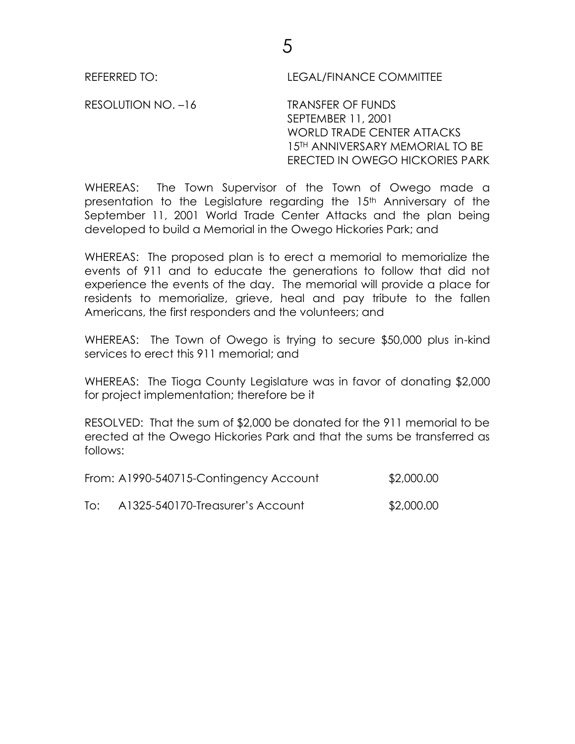REFERRED TO: LEGAL/FINANCE COMMITTEE

RESOLUTION NO. –16 TRANSFER OF FUNDS
SEPTEMBER 11, 2001
WORLD TRADE CENTER ATTACKS
15TH ANNIVERSARY MEMORIAL TO BE
ERECTED IN OWEGO HICKORIES PARK

WHEREAS: The Town Supervisor of the Town of Owego made a presentation to the Legislature regarding the 15th Anniversary of the September 11, 2001 World Trade Center Attacks and the plan being developed to build a Memorial in the Owego Hickories Park; and

WHEREAS: The proposed plan is to erect a memorial to memorialize the events of 911 and to educate the generations to follow that did not experience the events of the day. The memorial will provide a place for residents to memorialize, grieve, heal and pay tribute to the fallen Americans, the first responders and the volunteers; and

WHEREAS: The Town of Owego is trying to secure $50,000 plus in-kind services to erect this 911 memorial; and

WHEREAS: The Tioga County Legislature was in favor of donating $2,000 for project implementation; therefore be it

RESOLVED: That the sum of $2,000 be donated for the 911 memorial to be erected at the Owego Hickories Park and that the sums be transferred as follows:

| | | |
|---|---|---|
| From: | A1990-540715-Contingency Account | $2,000.00 |
| To: | A1325-540170-Treasurer's Account | $2,000.00 |